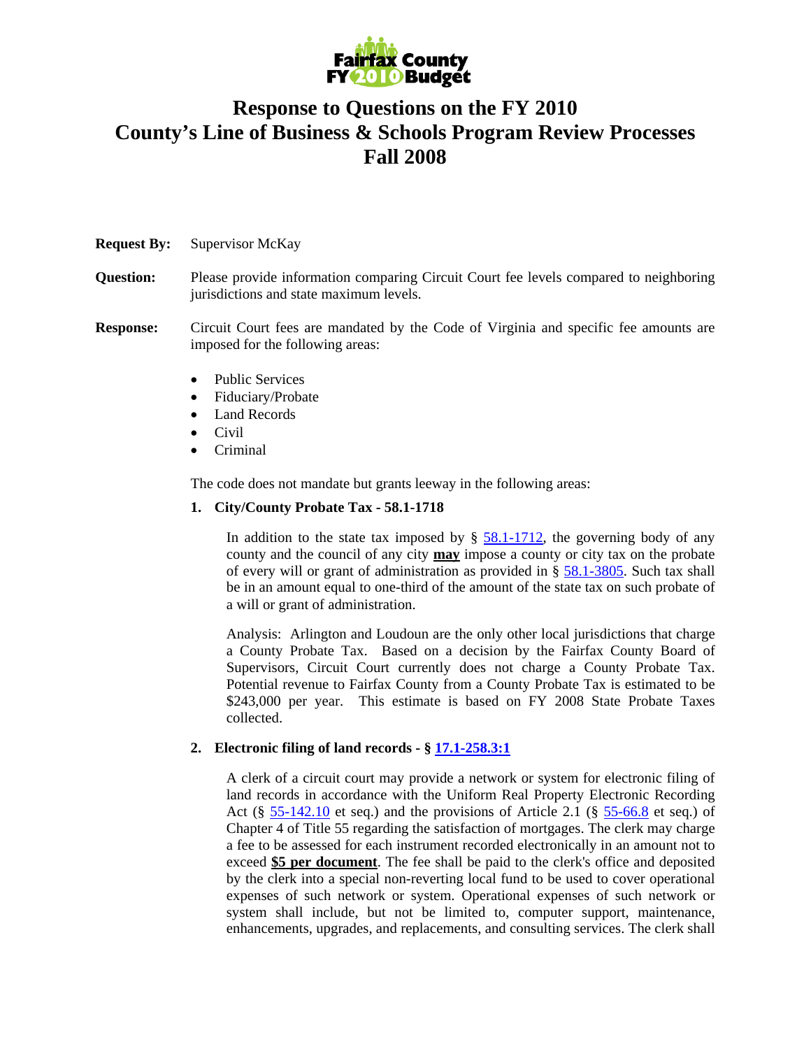# Response to Questions on the FY 2010 County's Line of Business & Schools Program Review Processes Fall 2008

**Request By:** Supervisor McKay

**Question:** Please provide information comparing Circuit Court fee levels compared to neighboring jurisdictions and state maximum levels.

**Response:** Circuit Court fees are mandated by the Code of Virginia and specific fee amounts are imposed for the following areas:

- Public Services
- Fiduciary/Probate
- Land Records
- Civil
- Criminal

The code does not mandate but grants leeway in the following areas:

**1. City/County Probate Tax - 58.1-1718**

In addition to the state tax imposed by § 58.1-1712, the governing body of any county and the council of any city **may** impose a county or city tax on the probate of every will or grant of administration as provided in § 58.1-3805. Such tax shall be in an amount equal to one-third of the amount of the state tax on such probate of a will or grant of administration.

Analysis: Arlington and Loudoun are the only other local jurisdictions that charge a County Probate Tax. Based on a decision by the Fairfax County Board of Supervisors, Circuit Court currently does not charge a County Probate Tax. Potential revenue to Fairfax County from a County Probate Tax is estimated to be $243,000 per year. This estimate is based on FY 2008 State Probate Taxes collected.

**2. Electronic filing of land records - § 17.1-258.3:1**

A clerk of a circuit court may provide a network or system for electronic filing of land records in accordance with the Uniform Real Property Electronic Recording Act (§ 55-142.10 et seq.) and the provisions of Article 2.1 (§ 55-66.8 et seq.) of Chapter 4 of Title 55 regarding the satisfaction of mortgages. The clerk may charge a fee to be assessed for each instrument recorded electronically in an amount not to exceed **$5 per document**. The fee shall be paid to the clerk's office and deposited by the clerk into a special non-reverting local fund to be used to cover operational expenses of such network or system. Operational expenses of such network or system shall include, but not be limited to, computer support, maintenance, enhancements, upgrades, and replacements, and consulting services. The clerk shall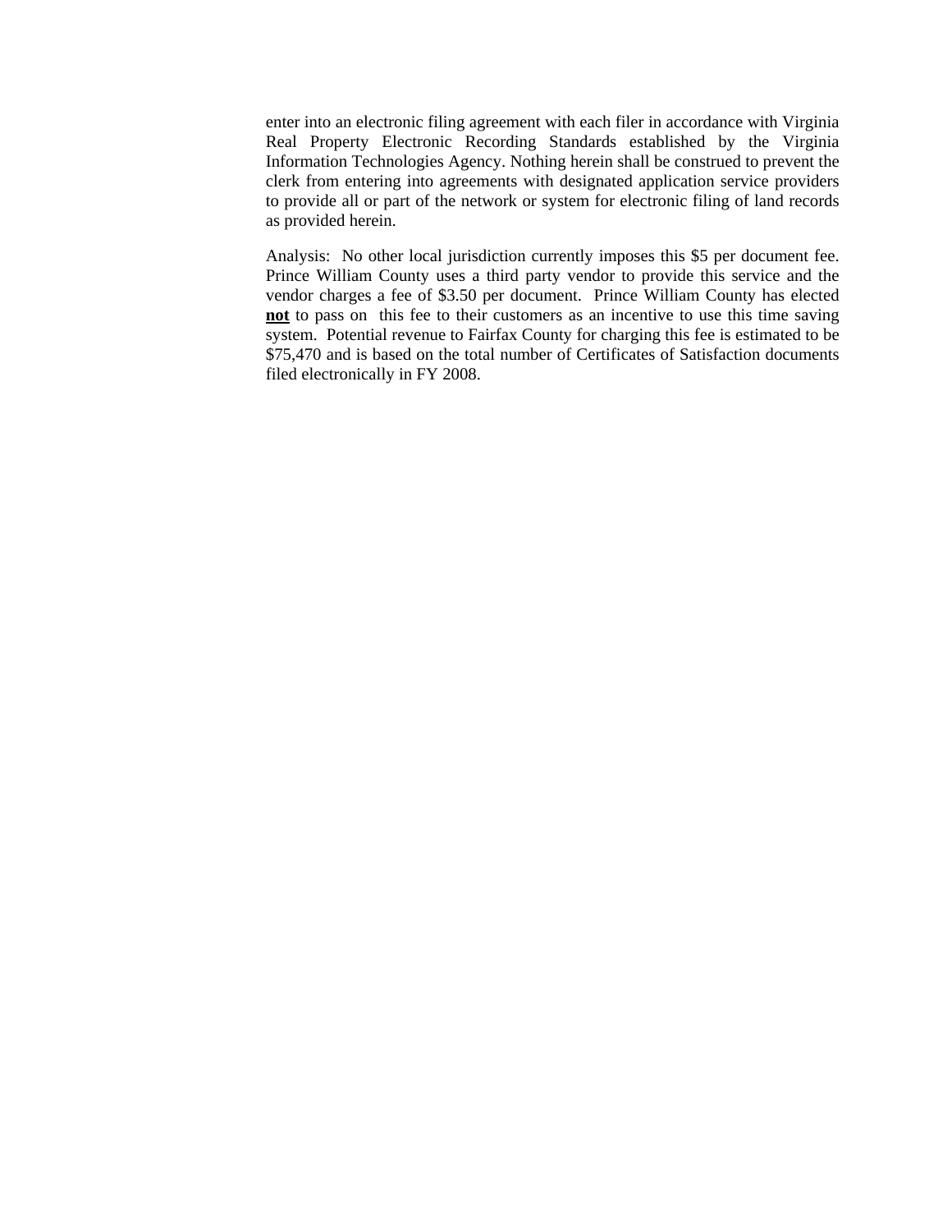enter into an electronic filing agreement with each filer in accordance with Virginia Real Property Electronic Recording Standards established by the Virginia Information Technologies Agency. Nothing herein shall be construed to prevent the clerk from entering into agreements with designated application service providers to provide all or part of the network or system for electronic filing of land records as provided herein.

Analysis: No other local jurisdiction currently imposes this $5 per document fee. Prince William County uses a third party vendor to provide this service and the vendor charges a fee of $3.50 per document. Prince William County has elected **not** to pass on this fee to their customers as an incentive to use this time saving system. Potential revenue to Fairfax County for charging this fee is estimated to be $75,470 and is based on the total number of Certificates of Satisfaction documents filed electronically in FY 2008.